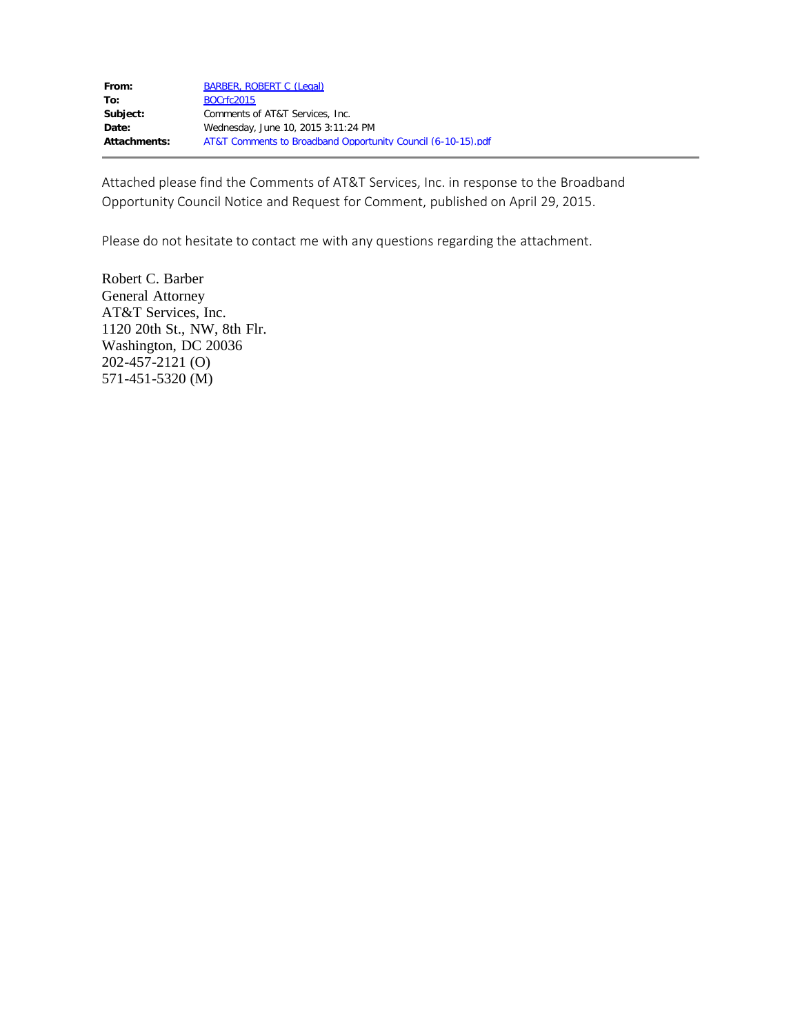| | |
|---|---|
| **From:** | BARBER, ROBERT C (Legal) |
| **To:** | BOCrfc2015 |
| **Subject:** | Comments of AT&T Services, Inc. |
| **Date:** | Wednesday, June 10, 2015 3:11:24 PM |
| **Attachments:** | AT&T Comments to Broadband Opportunity Council (6-10-15).pdf |

---

Attached please find the Comments of AT&T Services, Inc. in response to the Broadband Opportunity Council Notice and Request for Comment, published on April 29, 2015.

Please do not hesitate to contact me with any questions regarding the attachment.

Robert C. Barber
General Attorney
AT&T Services, Inc.
1120 20th St., NW, 8th Flr.
Washington, DC 20036
202-457-2121 (O)
571-451-5320 (M)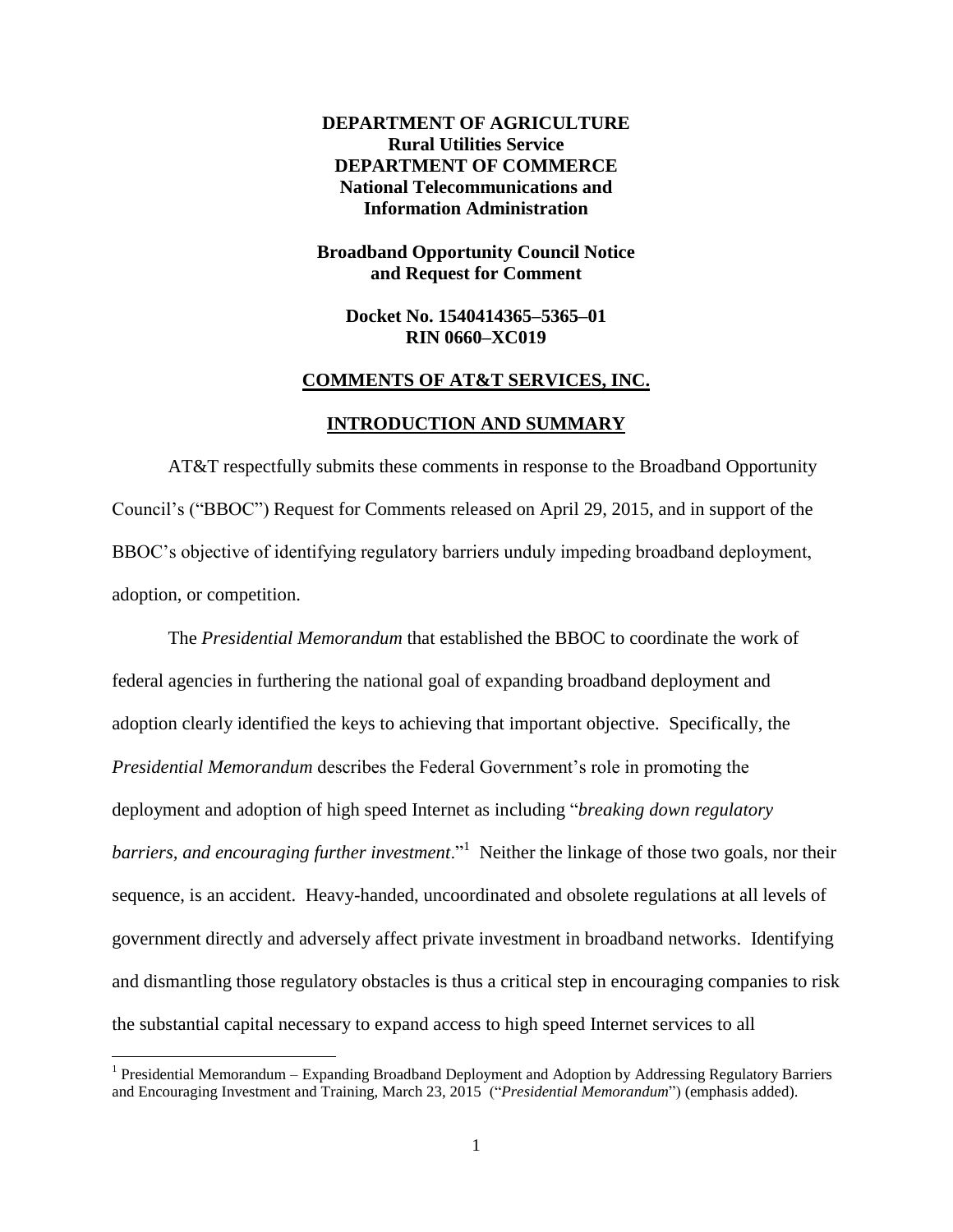**DEPARTMENT OF AGRICULTURE**
**Rural Utilities Service**
**DEPARTMENT OF COMMERCE**
**National Telecommunications and Information Administration**

**Broadband Opportunity Council Notice and Request for Comment**

**Docket No. 1540414365–5365–01**
**RIN 0660–XC019**

## COMMENTS OF AT&T SERVICES, INC.

## INTRODUCTION AND SUMMARY

AT&T respectfully submits these comments in response to the Broadband Opportunity Council's ("BBOC") Request for Comments released on April 29, 2015, and in support of the BBOC's objective of identifying regulatory barriers unduly impeding broadband deployment, adoption, or competition.

The *Presidential Memorandum* that established the BBOC to coordinate the work of federal agencies in furthering the national goal of expanding broadband deployment and adoption clearly identified the keys to achieving that important objective. Specifically, the *Presidential Memorandum* describes the Federal Government's role in promoting the deployment and adoption of high speed Internet as including "*breaking down regulatory barriers, and encouraging further investment*."[1] Neither the linkage of those two goals, nor their sequence, is an accident. Heavy-handed, uncoordinated and obsolete regulations at all levels of government directly and adversely affect private investment in broadband networks. Identifying and dismantling those regulatory obstacles is thus a critical step in encouraging companies to risk the substantial capital necessary to expand access to high speed Internet services to all

[1] Presidential Memorandum – Expanding Broadband Deployment and Adoption by Addressing Regulatory Barriers and Encouraging Investment and Training, March 23, 2015 ("*Presidential Memorandum*") (emphasis added).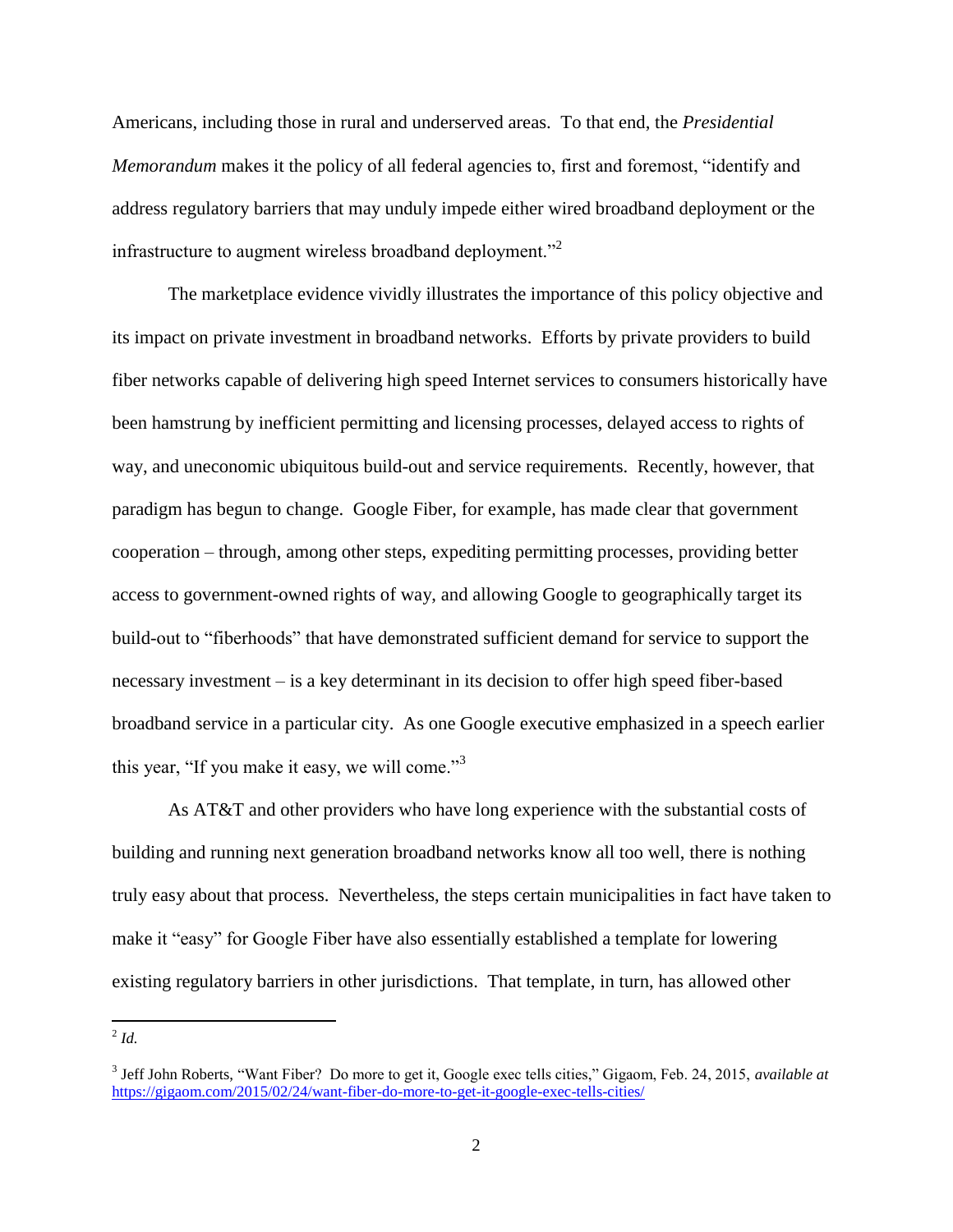Americans, including those in rural and underserved areas. To that end, the *Presidential Memorandum* makes it the policy of all federal agencies to, first and foremost, "identify and address regulatory barriers that may unduly impede either wired broadband deployment or the infrastructure to augment wireless broadband deployment."[2]

The marketplace evidence vividly illustrates the importance of this policy objective and its impact on private investment in broadband networks. Efforts by private providers to build fiber networks capable of delivering high speed Internet services to consumers historically have been hamstrung by inefficient permitting and licensing processes, delayed access to rights of way, and uneconomic ubiquitous build-out and service requirements. Recently, however, that paradigm has begun to change. Google Fiber, for example, has made clear that government cooperation – through, among other steps, expediting permitting processes, providing better access to government-owned rights of way, and allowing Google to geographically target its build-out to "fiberhoods" that have demonstrated sufficient demand for service to support the necessary investment – is a key determinant in its decision to offer high speed fiber-based broadband service in a particular city. As one Google executive emphasized in a speech earlier this year, "If you make it easy, we will come."[3]

As AT&T and other providers who have long experience with the substantial costs of building and running next generation broadband networks know all too well, there is nothing truly easy about that process. Nevertheless, the steps certain municipalities in fact have taken to make it "easy" for Google Fiber have also essentially established a template for lowering existing regulatory barriers in other jurisdictions. That template, in turn, has allowed other

---

[2] *Id.*

[3] Jeff John Roberts, "Want Fiber? Do more to get it, Google exec tells cities," Gigaom, Feb. 24, 2015, *available at* https://gigaom.com/2015/02/24/want-fiber-do-more-to-get-it-google-exec-tells-cities/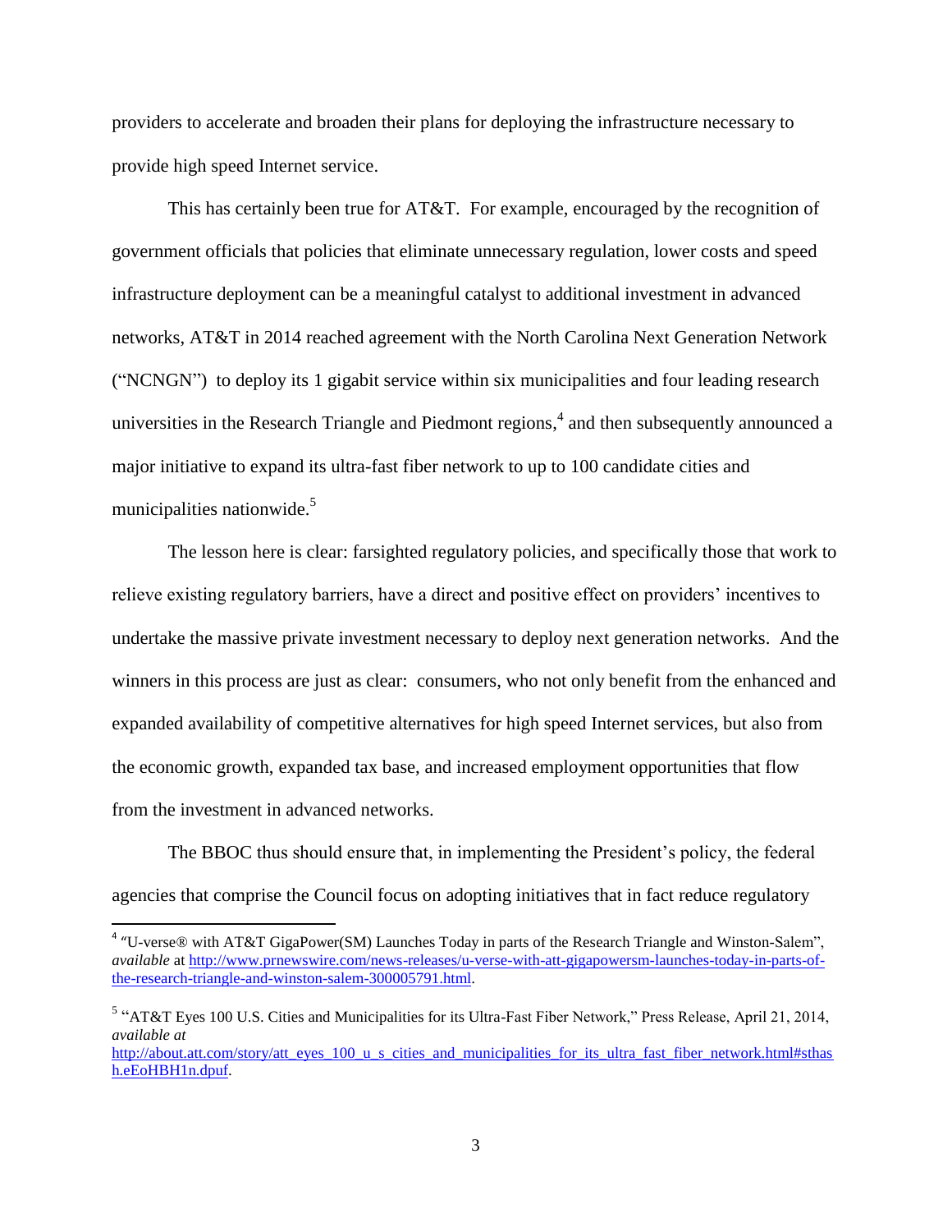providers to accelerate and broaden their plans for deploying the infrastructure necessary to provide high speed Internet service.

This has certainly been true for AT&T. For example, encouraged by the recognition of government officials that policies that eliminate unnecessary regulation, lower costs and speed infrastructure deployment can be a meaningful catalyst to additional investment in advanced networks, AT&T in 2014 reached agreement with the North Carolina Next Generation Network ("NCNGN") to deploy its 1 gigabit service within six municipalities and four leading research universities in the Research Triangle and Piedmont regions,[4] and then subsequently announced a major initiative to expand its ultra-fast fiber network to up to 100 candidate cities and municipalities nationwide.[5]

The lesson here is clear: farsighted regulatory policies, and specifically those that work to relieve existing regulatory barriers, have a direct and positive effect on providers' incentives to undertake the massive private investment necessary to deploy next generation networks. And the winners in this process are just as clear: consumers, who not only benefit from the enhanced and expanded availability of competitive alternatives for high speed Internet services, but also from the economic growth, expanded tax base, and increased employment opportunities that flow from the investment in advanced networks.

The BBOC thus should ensure that, in implementing the President's policy, the federal agencies that comprise the Council focus on adopting initiatives that in fact reduce regulatory

---

[4] "U-verse® with AT&T GigaPower(SM) Launches Today in parts of the Research Triangle and Winston-Salem", *available* at http://www.prnewswire.com/news-releases/u-verse-with-att-gigapowersm-launches-today-in-parts-of-the-research-triangle-and-winston-salem-300005791.html.

[5] "AT&T Eyes 100 U.S. Cities and Municipalities for its Ultra-Fast Fiber Network," Press Release, April 21, 2014, *available at* http://about.att.com/story/att_eyes_100_u_s_cities_and_municipalities_for_its_ultra_fast_fiber_network.html#sthash.eEoHBH1n.dpuf.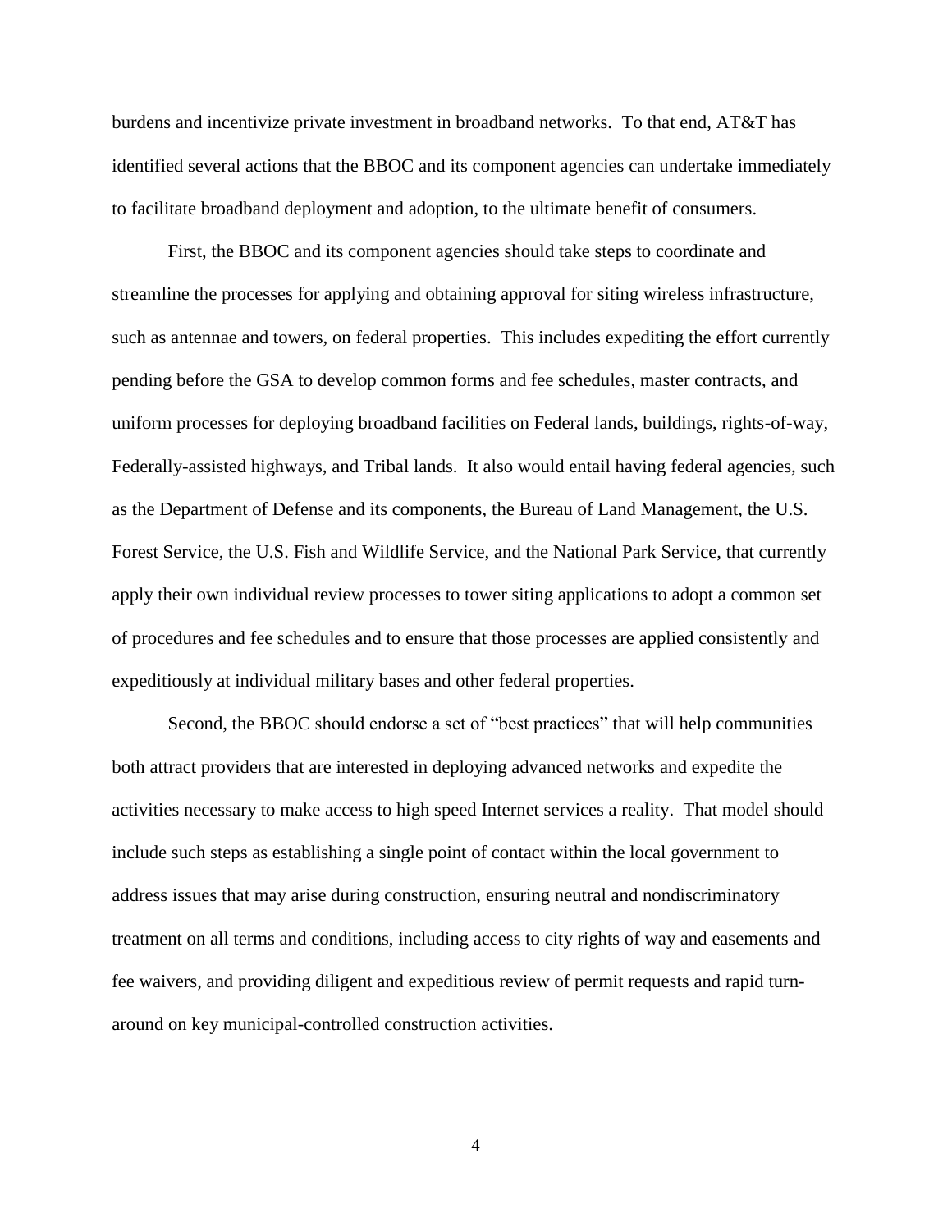burdens and incentivize private investment in broadband networks. To that end, AT&T has identified several actions that the BBOC and its component agencies can undertake immediately to facilitate broadband deployment and adoption, to the ultimate benefit of consumers.

First, the BBOC and its component agencies should take steps to coordinate and streamline the processes for applying and obtaining approval for siting wireless infrastructure, such as antennae and towers, on federal properties. This includes expediting the effort currently pending before the GSA to develop common forms and fee schedules, master contracts, and uniform processes for deploying broadband facilities on Federal lands, buildings, rights-of-way, Federally-assisted highways, and Tribal lands. It also would entail having federal agencies, such as the Department of Defense and its components, the Bureau of Land Management, the U.S. Forest Service, the U.S. Fish and Wildlife Service, and the National Park Service, that currently apply their own individual review processes to tower siting applications to adopt a common set of procedures and fee schedules and to ensure that those processes are applied consistently and expeditiously at individual military bases and other federal properties.

Second, the BBOC should endorse a set of "best practices" that will help communities both attract providers that are interested in deploying advanced networks and expedite the activities necessary to make access to high speed Internet services a reality. That model should include such steps as establishing a single point of contact within the local government to address issues that may arise during construction, ensuring neutral and nondiscriminatory treatment on all terms and conditions, including access to city rights of way and easements and fee waivers, and providing diligent and expeditious review of permit requests and rapid turn-around on key municipal-controlled construction activities.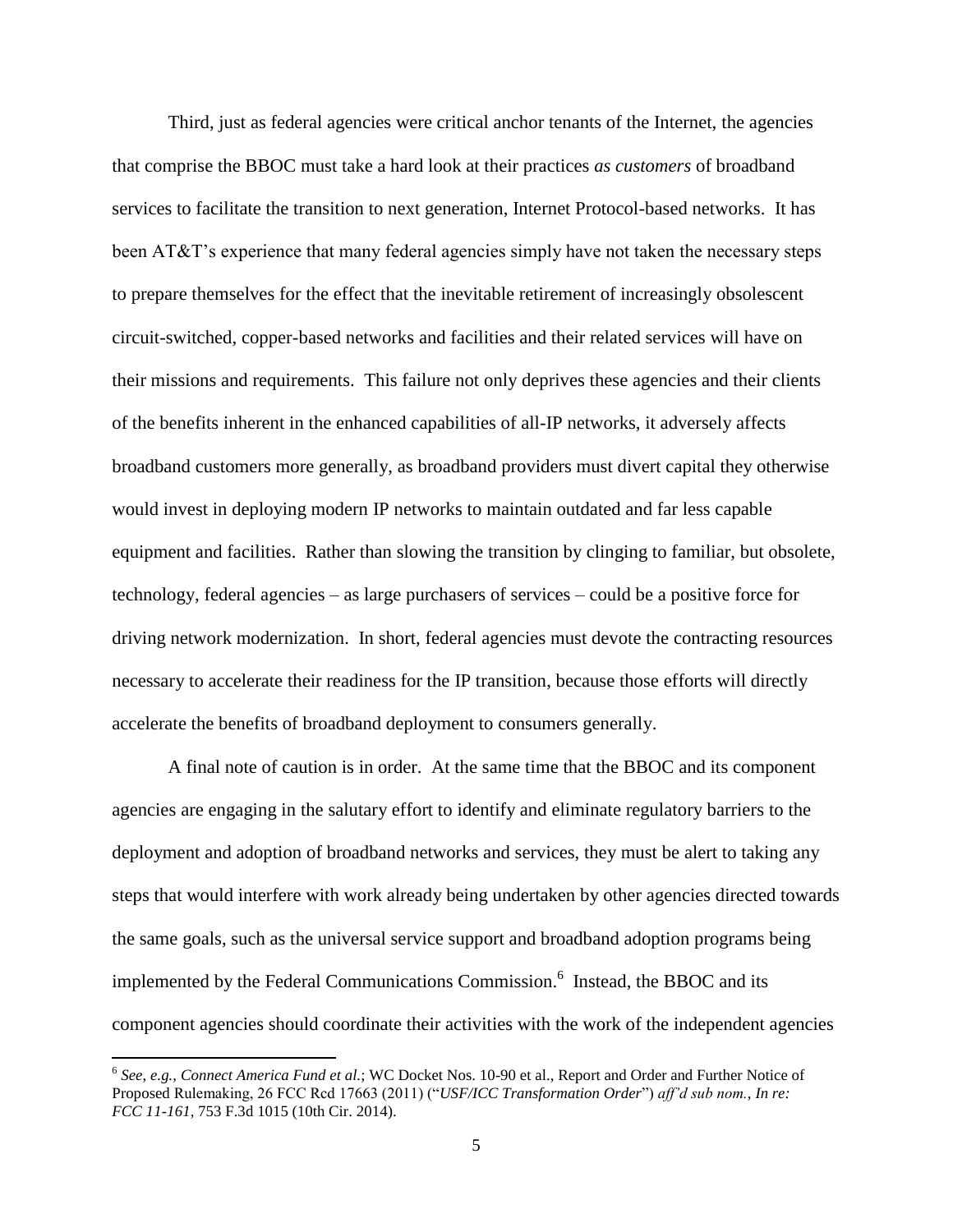Third, just as federal agencies were critical anchor tenants of the Internet, the agencies that comprise the BBOC must take a hard look at their practices *as customers* of broadband services to facilitate the transition to next generation, Internet Protocol-based networks. It has been AT&T's experience that many federal agencies simply have not taken the necessary steps to prepare themselves for the effect that the inevitable retirement of increasingly obsolescent circuit-switched, copper-based networks and facilities and their related services will have on their missions and requirements. This failure not only deprives these agencies and their clients of the benefits inherent in the enhanced capabilities of all-IP networks, it adversely affects broadband customers more generally, as broadband providers must divert capital they otherwise would invest in deploying modern IP networks to maintain outdated and far less capable equipment and facilities. Rather than slowing the transition by clinging to familiar, but obsolete, technology, federal agencies – as large purchasers of services – could be a positive force for driving network modernization. In short, federal agencies must devote the contracting resources necessary to accelerate their readiness for the IP transition, because those efforts will directly accelerate the benefits of broadband deployment to consumers generally.

A final note of caution is in order. At the same time that the BBOC and its component agencies are engaging in the salutary effort to identify and eliminate regulatory barriers to the deployment and adoption of broadband networks and services, they must be alert to taking any steps that would interfere with work already being undertaken by other agencies directed towards the same goals, such as the universal service support and broadband adoption programs being implemented by the Federal Communications Commission.[6] Instead, the BBOC and its component agencies should coordinate their activities with the work of the independent agencies

[6] *See, e.g., Connect America Fund et al.*; WC Docket Nos. 10-90 et al., Report and Order and Further Notice of Proposed Rulemaking, 26 FCC Rcd 17663 (2011) ("*USF/ICC Transformation Order*") *aff'd sub nom., In re: FCC 11-161*, 753 F.3d 1015 (10th Cir. 2014).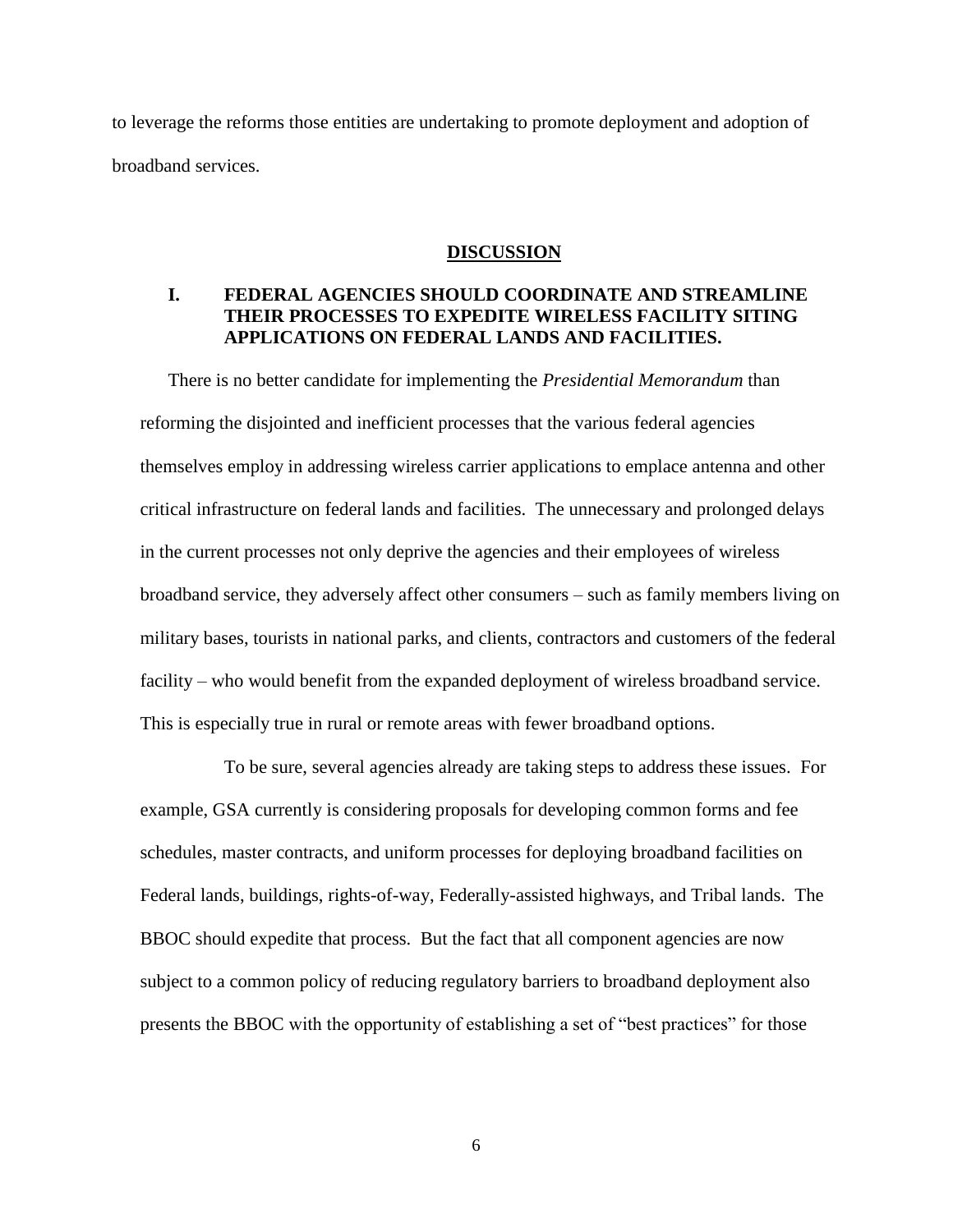to leverage the reforms those entities are undertaking to promote deployment and adoption of broadband services.

## DISCUSSION

### I. FEDERAL AGENCIES SHOULD COORDINATE AND STREAMLINE THEIR PROCESSES TO EXPEDITE WIRELESS FACILITY SITING APPLICATIONS ON FEDERAL LANDS AND FACILITIES.

There is no better candidate for implementing the *Presidential Memorandum* than reforming the disjointed and inefficient processes that the various federal agencies themselves employ in addressing wireless carrier applications to emplace antenna and other critical infrastructure on federal lands and facilities. The unnecessary and prolonged delays in the current processes not only deprive the agencies and their employees of wireless broadband service, they adversely affect other consumers – such as family members living on military bases, tourists in national parks, and clients, contractors and customers of the federal facility – who would benefit from the expanded deployment of wireless broadband service. This is especially true in rural or remote areas with fewer broadband options.

To be sure, several agencies already are taking steps to address these issues. For example, GSA currently is considering proposals for developing common forms and fee schedules, master contracts, and uniform processes for deploying broadband facilities on Federal lands, buildings, rights-of-way, Federally-assisted highways, and Tribal lands. The BBOC should expedite that process. But the fact that all component agencies are now subject to a common policy of reducing regulatory barriers to broadband deployment also presents the BBOC with the opportunity of establishing a set of "best practices" for those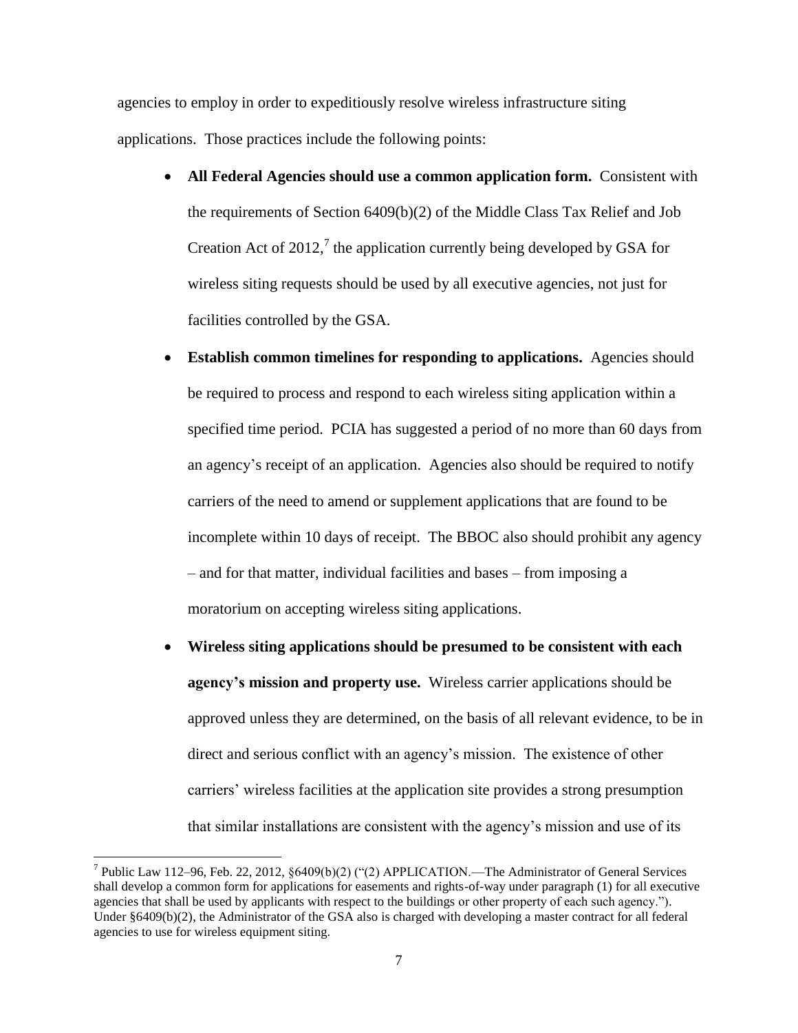agencies to employ in order to expeditiously resolve wireless infrastructure siting applications. Those practices include the following points:

- **All Federal Agencies should use a common application form.** Consistent with the requirements of Section 6409(b)(2) of the Middle Class Tax Relief and Job Creation Act of 2012,[7] the application currently being developed by GSA for wireless siting requests should be used by all executive agencies, not just for facilities controlled by the GSA.
- **Establish common timelines for responding to applications.** Agencies should be required to process and respond to each wireless siting application within a specified time period. PCIA has suggested a period of no more than 60 days from an agency's receipt of an application. Agencies also should be required to notify carriers of the need to amend or supplement applications that are found to be incomplete within 10 days of receipt. The BBOC also should prohibit any agency – and for that matter, individual facilities and bases – from imposing a moratorium on accepting wireless siting applications.
- **Wireless siting applications should be presumed to be consistent with each agency's mission and property use.** Wireless carrier applications should be approved unless they are determined, on the basis of all relevant evidence, to be in direct and serious conflict with an agency's mission. The existence of other carriers' wireless facilities at the application site provides a strong presumption that similar installations are consistent with the agency's mission and use of its

---

[7] Public Law 112–96, Feb. 22, 2012, §6409(b)(2) ("(2) APPLICATION.—The Administrator of General Services shall develop a common form for applications for easements and rights-of-way under paragraph (1) for all executive agencies that shall be used by applicants with respect to the buildings or other property of each such agency."). Under §6409(b)(2), the Administrator of the GSA also is charged with developing a master contract for all federal agencies to use for wireless equipment siting.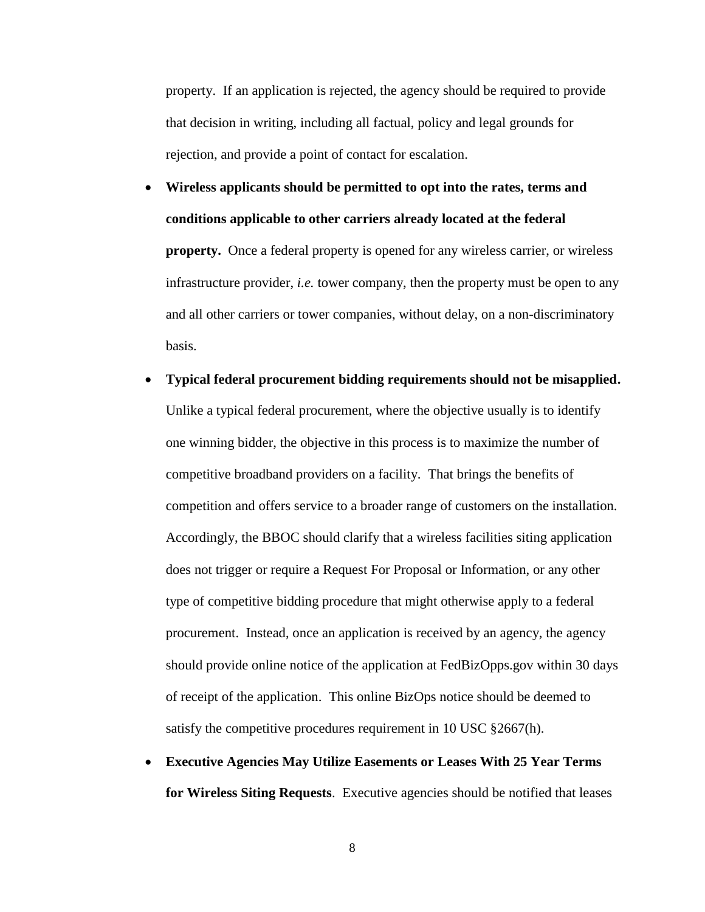property. If an application is rejected, the agency should be required to provide that decision in writing, including all factual, policy and legal grounds for rejection, and provide a point of contact for escalation.

- **Wireless applicants should be permitted to opt into the rates, terms and conditions applicable to other carriers already located at the federal property.** Once a federal property is opened for any wireless carrier, or wireless infrastructure provider, *i.e.* tower company, then the property must be open to any and all other carriers or tower companies, without delay, on a non-discriminatory basis.

- **Typical federal procurement bidding requirements should not be misapplied.** Unlike a typical federal procurement, where the objective usually is to identify one winning bidder, the objective in this process is to maximize the number of competitive broadband providers on a facility. That brings the benefits of competition and offers service to a broader range of customers on the installation. Accordingly, the BBOC should clarify that a wireless facilities siting application does not trigger or require a Request For Proposal or Information, or any other type of competitive bidding procedure that might otherwise apply to a federal procurement. Instead, once an application is received by an agency, the agency should provide online notice of the application at FedBizOpps.gov within 30 days of receipt of the application. This online BizOps notice should be deemed to satisfy the competitive procedures requirement in 10 USC §2667(h).

- **Executive Agencies May Utilize Easements or Leases With 25 Year Terms for Wireless Siting Requests**. Executive agencies should be notified that leases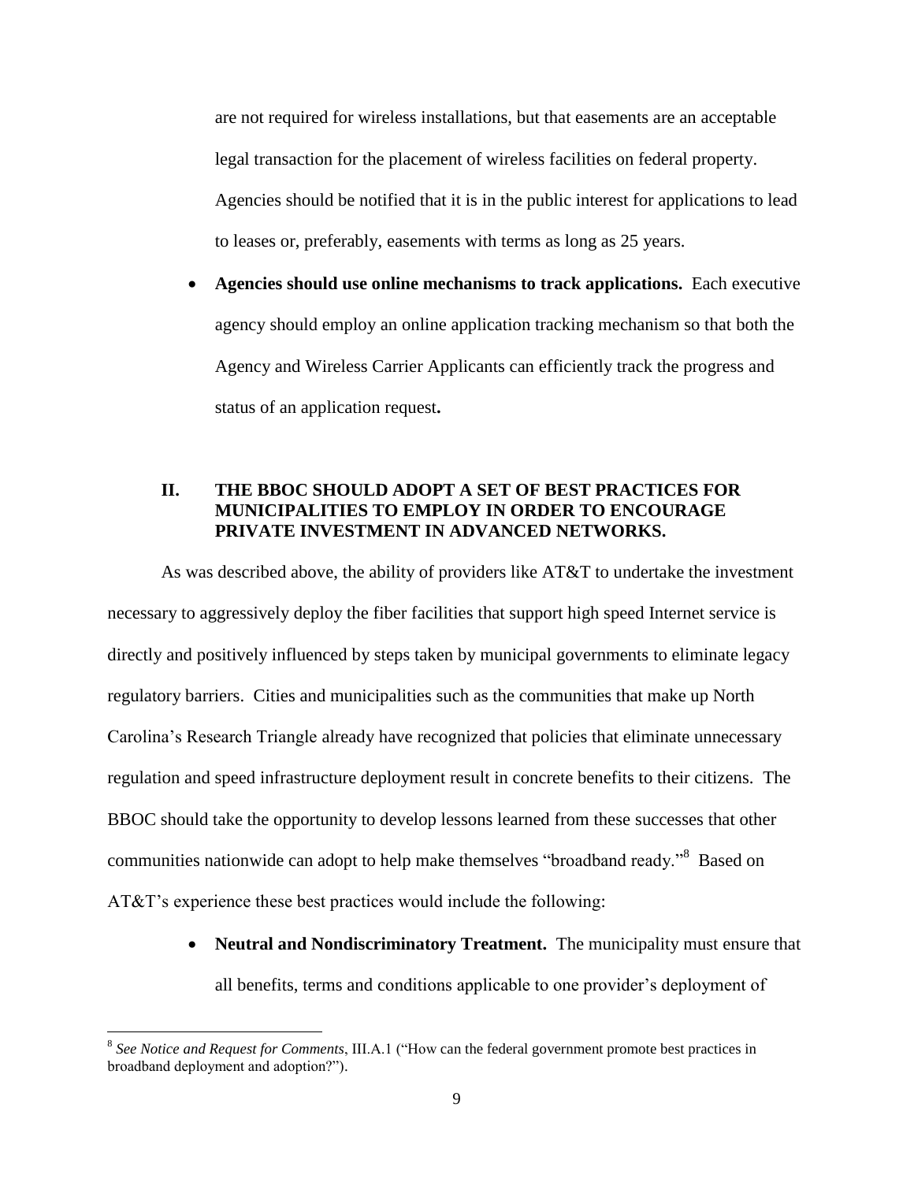are not required for wireless installations, but that easements are an acceptable legal transaction for the placement of wireless facilities on federal property. Agencies should be notified that it is in the public interest for applications to lead to leases or, preferably, easements with terms as long as 25 years.

- **Agencies should use online mechanisms to track applications.** Each executive agency should employ an online application tracking mechanism so that both the Agency and Wireless Carrier Applicants can efficiently track the progress and status of an application request**.**

## II. THE BBOC SHOULD ADOPT A SET OF BEST PRACTICES FOR MUNICIPALITIES TO EMPLOY IN ORDER TO ENCOURAGE PRIVATE INVESTMENT IN ADVANCED NETWORKS.

As was described above, the ability of providers like AT&T to undertake the investment necessary to aggressively deploy the fiber facilities that support high speed Internet service is directly and positively influenced by steps taken by municipal governments to eliminate legacy regulatory barriers. Cities and municipalities such as the communities that make up North Carolina's Research Triangle already have recognized that policies that eliminate unnecessary regulation and speed infrastructure deployment result in concrete benefits to their citizens. The BBOC should take the opportunity to develop lessons learned from these successes that other communities nationwide can adopt to help make themselves "broadband ready."[8] Based on AT&T's experience these best practices would include the following:

- **Neutral and Nondiscriminatory Treatment.** The municipality must ensure that all benefits, terms and conditions applicable to one provider's deployment of

[8] *See Notice and Request for Comments*, III.A.1 ("How can the federal government promote best practices in broadband deployment and adoption?").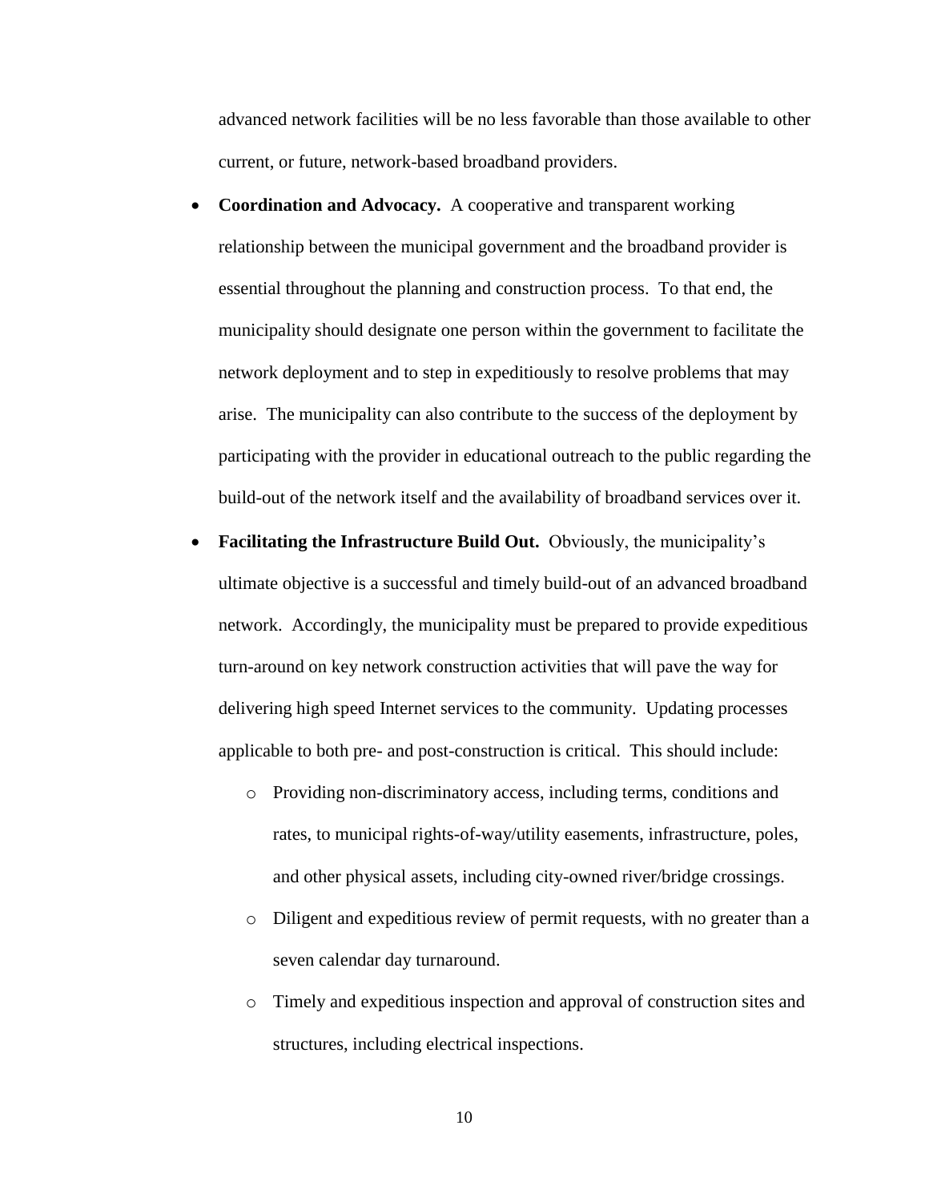advanced network facilities will be no less favorable than those available to other current, or future, network-based broadband providers.

- **Coordination and Advocacy.** A cooperative and transparent working relationship between the municipal government and the broadband provider is essential throughout the planning and construction process. To that end, the municipality should designate one person within the government to facilitate the network deployment and to step in expeditiously to resolve problems that may arise. The municipality can also contribute to the success of the deployment by participating with the provider in educational outreach to the public regarding the build-out of the network itself and the availability of broadband services over it.
- **Facilitating the Infrastructure Build Out.** Obviously, the municipality's ultimate objective is a successful and timely build-out of an advanced broadband network. Accordingly, the municipality must be prepared to provide expeditious turn-around on key network construction activities that will pave the way for delivering high speed Internet services to the community. Updating processes applicable to both pre- and post-construction is critical. This should include:
    - Providing non-discriminatory access, including terms, conditions and rates, to municipal rights-of-way/utility easements, infrastructure, poles, and other physical assets, including city-owned river/bridge crossings.
    - Diligent and expeditious review of permit requests, with no greater than a seven calendar day turnaround.
    - Timely and expeditious inspection and approval of construction sites and structures, including electrical inspections.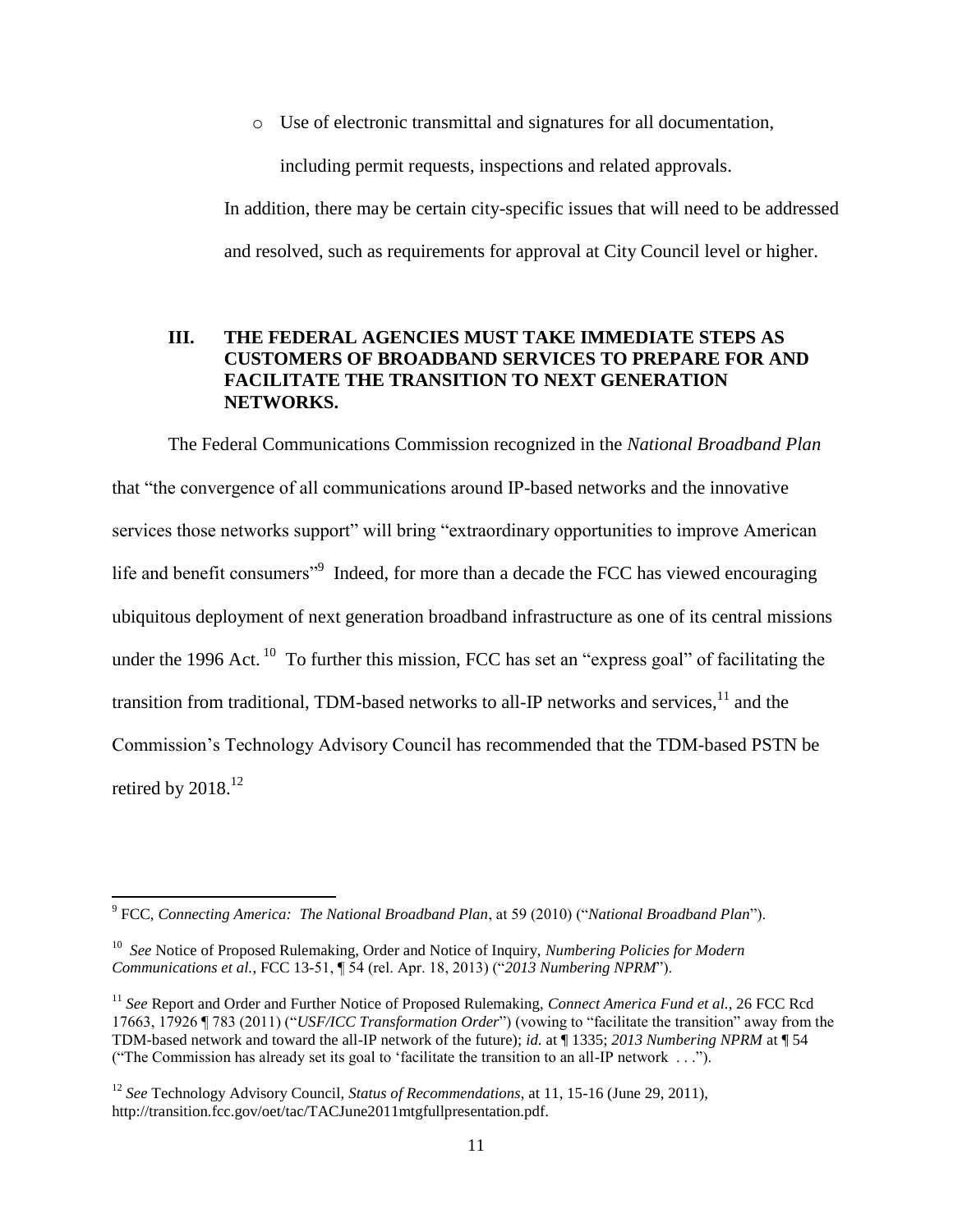- Use of electronic transmittal and signatures for all documentation, including permit requests, inspections and related approvals.

In addition, there may be certain city-specific issues that will need to be addressed and resolved, such as requirements for approval at City Council level or higher.

## III. THE FEDERAL AGENCIES MUST TAKE IMMEDIATE STEPS AS CUSTOMERS OF BROADBAND SERVICES TO PREPARE FOR AND FACILITATE THE TRANSITION TO NEXT GENERATION NETWORKS.

The Federal Communications Commission recognized in the *National Broadband Plan* that "the convergence of all communications around IP-based networks and the innovative services those networks support" will bring "extraordinary opportunities to improve American life and benefit consumers"[9] Indeed, for more than a decade the FCC has viewed encouraging ubiquitous deployment of next generation broadband infrastructure as one of its central missions under the 1996 Act.[10] To further this mission, FCC has set an "express goal" of facilitating the transition from traditional, TDM-based networks to all-IP networks and services,[11] and the Commission's Technology Advisory Council has recommended that the TDM-based PSTN be retired by 2018.[12]

---

[9] FCC, *Connecting America: The National Broadband Plan*, at 59 (2010) ("*National Broadband Plan*").

[10] *See* Notice of Proposed Rulemaking, Order and Notice of Inquiry, *Numbering Policies for Modern Communications et al.*, FCC 13-51, ¶ 54 (rel. Apr. 18, 2013) ("*2013 Numbering NPRM*").

[11] *See* Report and Order and Further Notice of Proposed Rulemaking, *Connect America Fund et al.*, 26 FCC Rcd 17663, 17926 ¶ 783 (2011) ("*USF/ICC Transformation Order*") (vowing to "facilitate the transition" away from the TDM-based network and toward the all-IP network of the future); *id.* at ¶ 1335; *2013 Numbering NPRM* at ¶ 54 ("The Commission has already set its goal to 'facilitate the transition to an all-IP network . . .").

[12] *See* Technology Advisory Council, *Status of Recommendations*, at 11, 15-16 (June 29, 2011), http://transition.fcc.gov/oet/tac/TACJune2011mtgfullpresentation.pdf.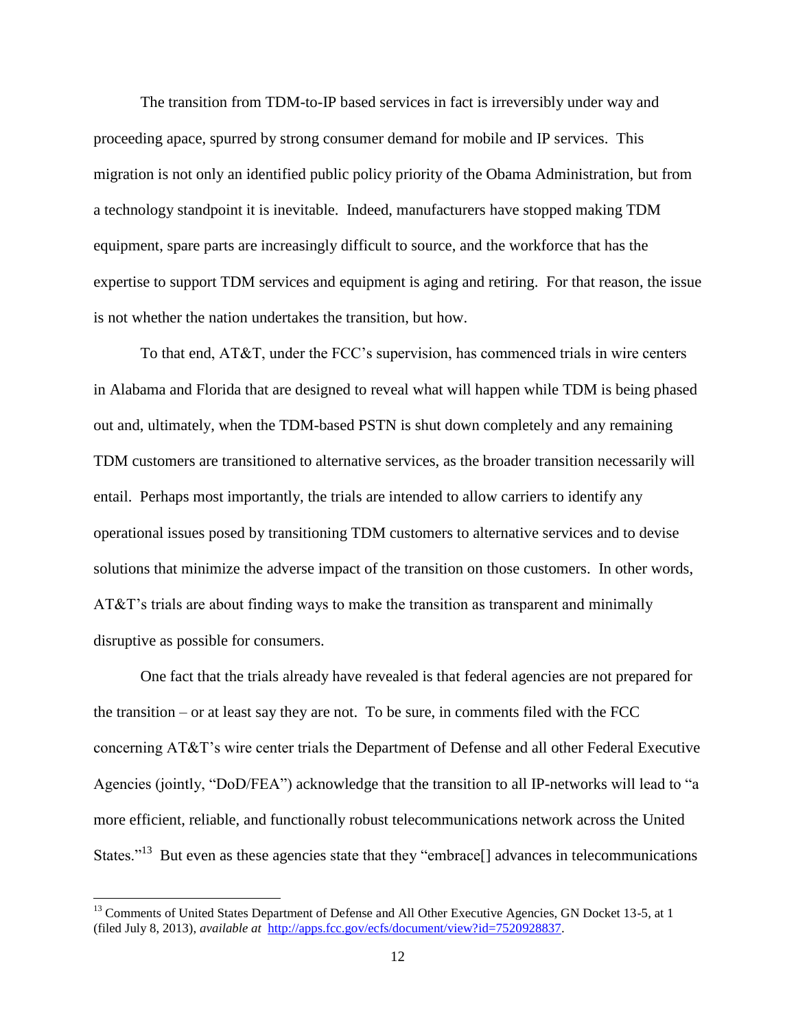The transition from TDM-to-IP based services in fact is irreversibly under way and proceeding apace, spurred by strong consumer demand for mobile and IP services. This migration is not only an identified public policy priority of the Obama Administration, but from a technology standpoint it is inevitable. Indeed, manufacturers have stopped making TDM equipment, spare parts are increasingly difficult to source, and the workforce that has the expertise to support TDM services and equipment is aging and retiring. For that reason, the issue is not whether the nation undertakes the transition, but how.

To that end, AT&T, under the FCC's supervision, has commenced trials in wire centers in Alabama and Florida that are designed to reveal what will happen while TDM is being phased out and, ultimately, when the TDM-based PSTN is shut down completely and any remaining TDM customers are transitioned to alternative services, as the broader transition necessarily will entail. Perhaps most importantly, the trials are intended to allow carriers to identify any operational issues posed by transitioning TDM customers to alternative services and to devise solutions that minimize the adverse impact of the transition on those customers. In other words, AT&T's trials are about finding ways to make the transition as transparent and minimally disruptive as possible for consumers.

One fact that the trials already have revealed is that federal agencies are not prepared for the transition – or at least say they are not. To be sure, in comments filed with the FCC concerning AT&T's wire center trials the Department of Defense and all other Federal Executive Agencies (jointly, "DoD/FEA") acknowledge that the transition to all IP-networks will lead to "a more efficient, reliable, and functionally robust telecommunications network across the United States."[13] But even as these agencies state that they "embrace[] advances in telecommunications

---

[13] Comments of United States Department of Defense and All Other Executive Agencies, GN Docket 13-5, at 1 (filed July 8, 2013), *available at* http://apps.fcc.gov/ecfs/document/view?id=7520928837.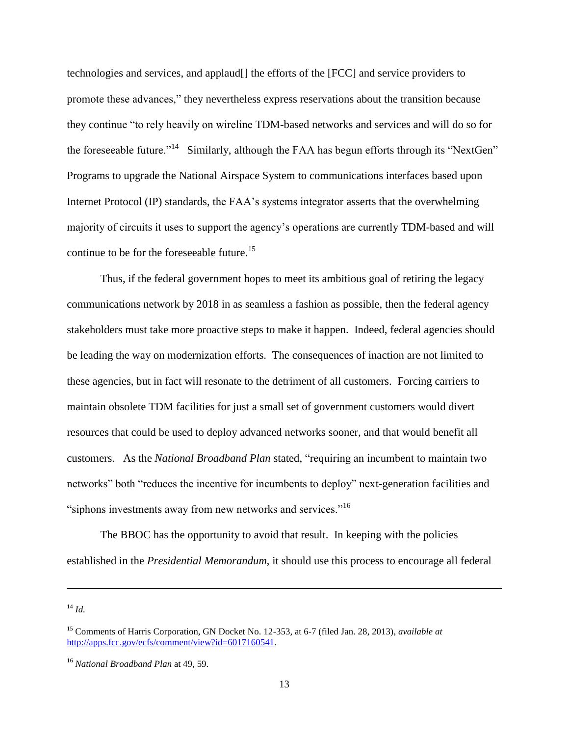technologies and services, and applaud[] the efforts of the [FCC] and service providers to promote these advances," they nevertheless express reservations about the transition because they continue "to rely heavily on wireline TDM-based networks and services and will do so for the foreseeable future."[14] Similarly, although the FAA has begun efforts through its "NextGen" Programs to upgrade the National Airspace System to communications interfaces based upon Internet Protocol (IP) standards, the FAA's systems integrator asserts that the overwhelming majority of circuits it uses to support the agency's operations are currently TDM-based and will continue to be for the foreseeable future.[15]

Thus, if the federal government hopes to meet its ambitious goal of retiring the legacy communications network by 2018 in as seamless a fashion as possible, then the federal agency stakeholders must take more proactive steps to make it happen. Indeed, federal agencies should be leading the way on modernization efforts. The consequences of inaction are not limited to these agencies, but in fact will resonate to the detriment of all customers. Forcing carriers to maintain obsolete TDM facilities for just a small set of government customers would divert resources that could be used to deploy advanced networks sooner, and that would benefit all customers. As the *National Broadband Plan* stated, "requiring an incumbent to maintain two networks" both "reduces the incentive for incumbents to deploy" next-generation facilities and "siphons investments away from new networks and services."[16]

The BBOC has the opportunity to avoid that result. In keeping with the policies established in the *Presidential Memorandum*, it should use this process to encourage all federal

---

[14] *Id.*

[15] Comments of Harris Corporation, GN Docket No. 12-353, at 6-7 (filed Jan. 28, 2013), *available at* http://apps.fcc.gov/ecfs/comment/view?id=6017160541.

[16] *National Broadband Plan* at 49, 59.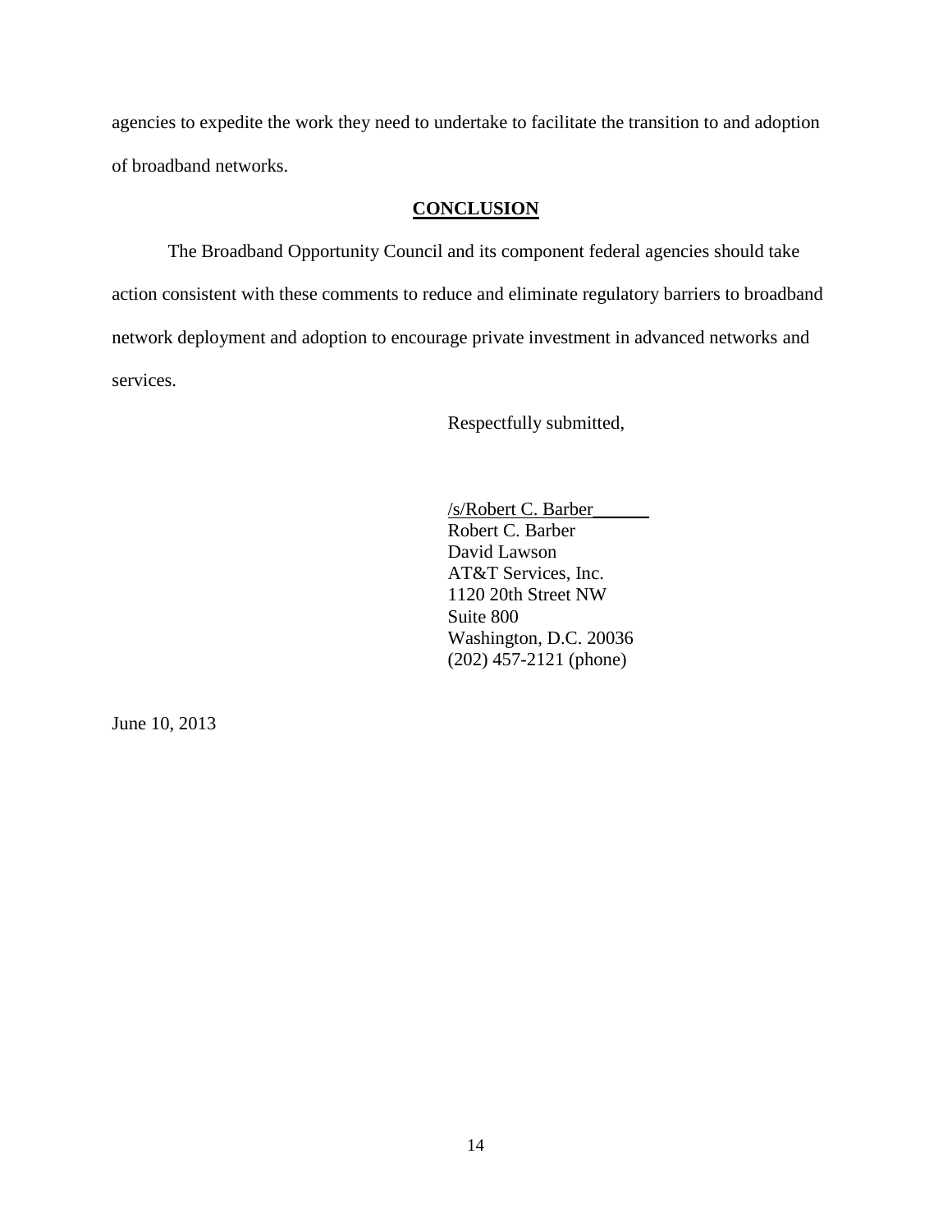agencies to expedite the work they need to undertake to facilitate the transition to and adoption of broadband networks.

## CONCLUSION

The Broadband Opportunity Council and its component federal agencies should take action consistent with these comments to reduce and eliminate regulatory barriers to broadband network deployment and adoption to encourage private investment in advanced networks and services.

Respectfully submitted,

/s/Robert C. Barber______
Robert C. Barber
David Lawson
AT&T Services, Inc.
1120 20th Street NW
Suite 800
Washington, D.C. 20036
(202) 457-2121 (phone)

June 10, 2013